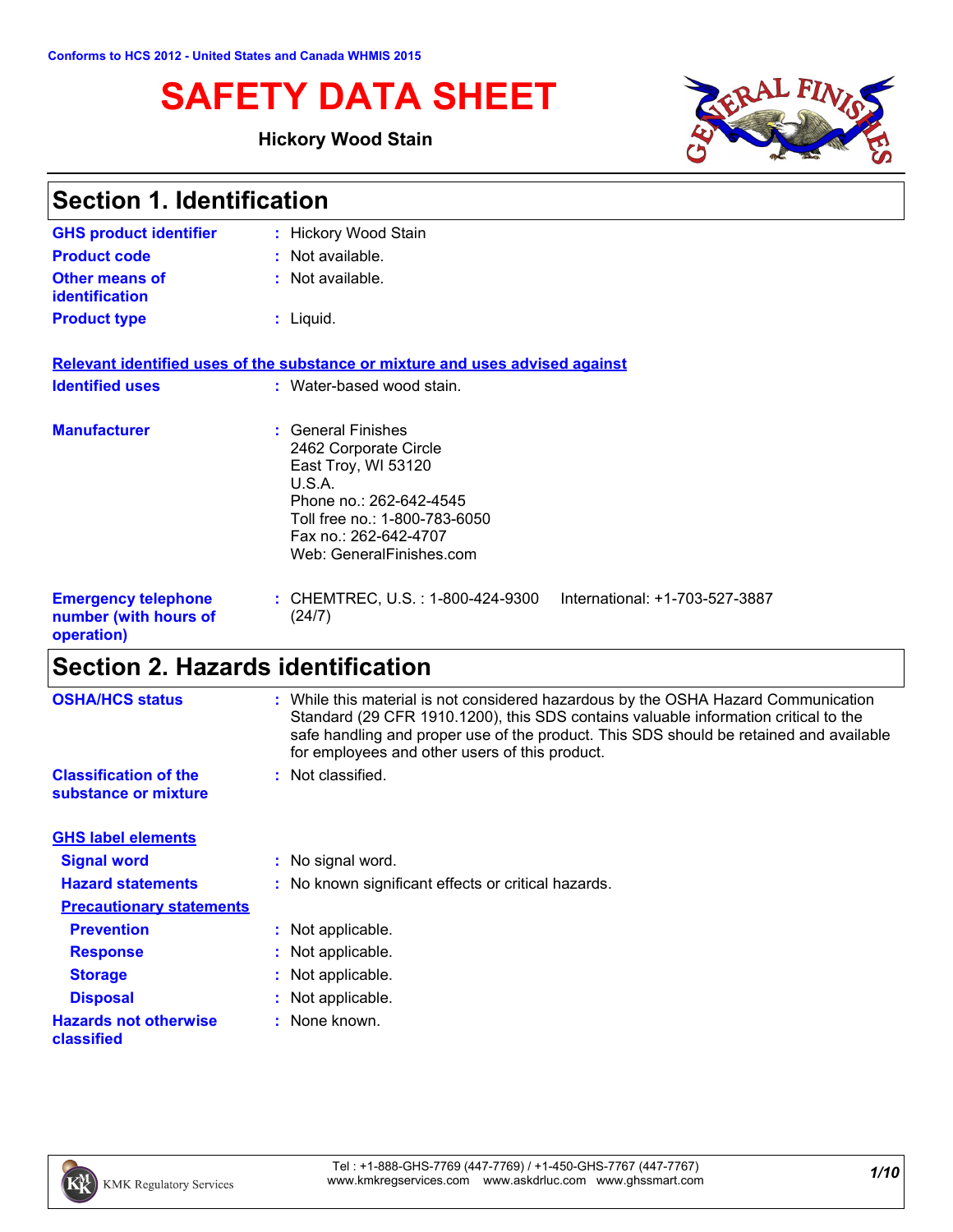Conforms to HCS 2012 - United States and Canada WHMIS 2015

# SAFETY DATA SHEET

**Hickory Wood Stain**

## Section 1. Identification

| | | |
|---|---|---|
| **GHS product identifier** | : | Hickory Wood Stain |
| **Product code** | : | Not available. |
| **Other means of identification** | : | Not available. |
| **Product type** | : | Liquid. |

**Relevant identified uses of the substance or mixture and uses advised against**

| | | |
|---|---|---|
| **Identified uses** | : | Water-based wood stain. |
| **Manufacturer** | : | General Finishes<br>2462 Corporate Circle<br>East Troy, WI 53120<br>U.S.A.<br>Phone no.: 262-642-4545<br>Toll free no.: 1-800-783-6050<br>Fax no.: 262-642-4707<br>Web: GeneralFinishes.com |
| **Emergency telephone number (with hours of operation)** | : | CHEMTREC, U.S. : 1-800-424-9300 International: +1-703-527-3887 (24/7) |

## Section 2. Hazards identification

| | | |
|---|---|---|
| **OSHA/HCS status** | : | While this material is not considered hazardous by the OSHA Hazard Communication Standard (29 CFR 1910.1200), this SDS contains valuable information critical to the safe handling and proper use of the product. This SDS should be retained and available for employees and other users of this product. |
| **Classification of the substance or mixture** | : | Not classified. |

**GHS label elements**

| | | |
|---|---|---|
| **Signal word** | : | No signal word. |
| **Hazard statements** | : | No known significant effects or critical hazards. |

**Precautionary statements**

| | | |
|---|---|---|
| **Prevention** | : | Not applicable. |
| **Response** | : | Not applicable. |
| **Storage** | : | Not applicable. |
| **Disposal** | : | Not applicable. |
| **Hazards not otherwise classified** | : | None known. |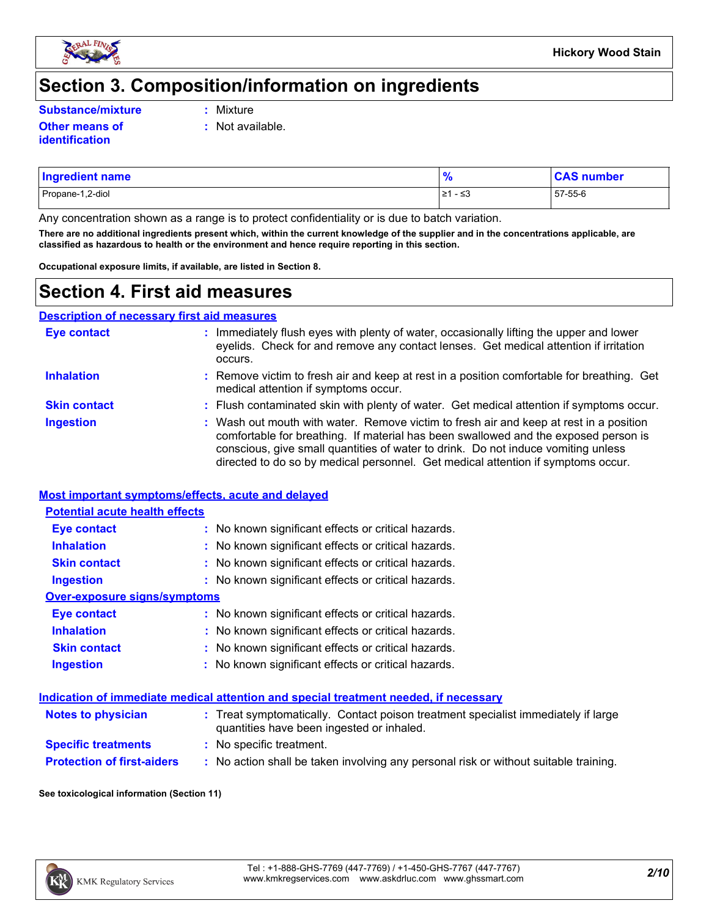# Section 3. Composition/information on ingredients

**Substance/mixture** : Mixture

**Other means of identification** : Not available.

| Ingredient name | % | CAS number |
| --- | --- | --- |
| Propane-1,2-diol | ≥1 - ≤3 | 57-55-6 |

Any concentration shown as a range is to protect confidentiality or is due to batch variation.

**There are no additional ingredients present which, within the current knowledge of the supplier and in the concentrations applicable, are classified as hazardous to health or the environment and hence require reporting in this section.**

**Occupational exposure limits, if available, are listed in Section 8.**

# Section 4. First aid measures

## Description of necessary first aid measures

**Eye contact** : Immediately flush eyes with plenty of water, occasionally lifting the upper and lower eyelids. Check for and remove any contact lenses. Get medical attention if irritation occurs.

**Inhalation** : Remove victim to fresh air and keep at rest in a position comfortable for breathing. Get medical attention if symptoms occur.

**Skin contact** : Flush contaminated skin with plenty of water. Get medical attention if symptoms occur.

**Ingestion** : Wash out mouth with water. Remove victim to fresh air and keep at rest in a position comfortable for breathing. If material has been swallowed and the exposed person is conscious, give small quantities of water to drink. Do not induce vomiting unless directed to do so by medical personnel. Get medical attention if symptoms occur.

## Most important symptoms/effects, acute and delayed

### Potential acute health effects

**Eye contact** : No known significant effects or critical hazards.

**Inhalation** : No known significant effects or critical hazards.

**Skin contact** : No known significant effects or critical hazards.

**Ingestion** : No known significant effects or critical hazards.

### Over-exposure signs/symptoms

**Eye contact** : No known significant effects or critical hazards.

**Inhalation** : No known significant effects or critical hazards.

**Skin contact** : No known significant effects or critical hazards.

**Ingestion** : No known significant effects or critical hazards.

## Indication of immediate medical attention and special treatment needed, if necessary

**Notes to physician** : Treat symptomatically. Contact poison treatment specialist immediately if large quantities have been ingested or inhaled.

**Specific treatments** : No specific treatment.

**Protection of first-aiders** : No action shall be taken involving any personal risk or without suitable training.

**See toxicological information (Section 11)**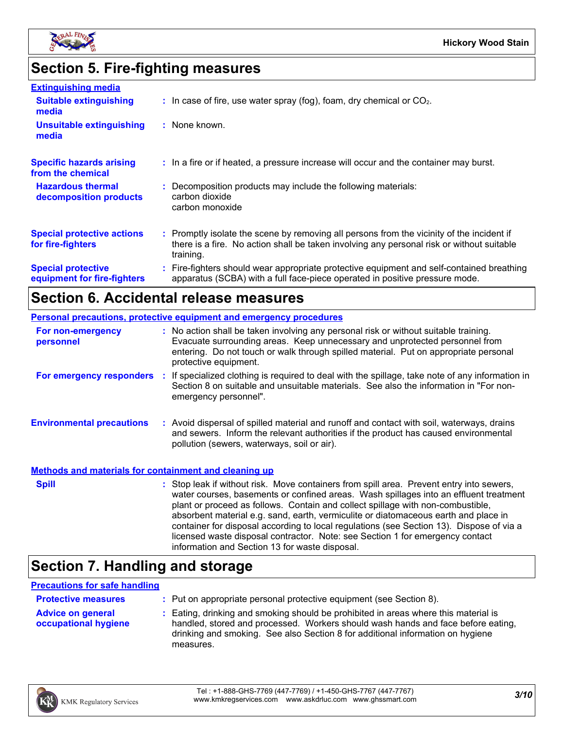## Section 5. Fire-fighting measures

**Extinguishing media**

**Suitable extinguishing media** : In case of fire, use water spray (fog), foam, dry chemical or $CO_2$.

**Unsuitable extinguishing media** : None known.

**Specific hazards arising from the chemical** : In a fire or if heated, a pressure increase will occur and the container may burst.

**Hazardous thermal decomposition products** : Decomposition products may include the following materials:
carbon dioxide
carbon monoxide

**Special protective actions for fire-fighters** : Promptly isolate the scene by removing all persons from the vicinity of the incident if there is a fire. No action shall be taken involving any personal risk or without suitable training.

**Special protective equipment for fire-fighters** : Fire-fighters should wear appropriate protective equipment and self-contained breathing apparatus (SCBA) with a full face-piece operated in positive pressure mode.

## Section 6. Accidental release measures

**Personal precautions, protective equipment and emergency procedures**

**For non-emergency personnel** : No action shall be taken involving any personal risk or without suitable training. Evacuate surrounding areas. Keep unnecessary and unprotected personnel from entering. Do not touch or walk through spilled material. Put on appropriate personal protective equipment.

**For emergency responders** : If specialized clothing is required to deal with the spillage, take note of any information in Section 8 on suitable and unsuitable materials. See also the information in "For non-emergency personnel".

**Environmental precautions** : Avoid dispersal of spilled material and runoff and contact with soil, waterways, drains and sewers. Inform the relevant authorities if the product has caused environmental pollution (sewers, waterways, soil or air).

**Methods and materials for containment and cleaning up**

**Spill** : Stop leak if without risk. Move containers from spill area. Prevent entry into sewers, water courses, basements or confined areas. Wash spillages into an effluent treatment plant or proceed as follows. Contain and collect spillage with non-combustible, absorbent material e.g. sand, earth, vermiculite or diatomaceous earth and place in container for disposal according to local regulations (see Section 13). Dispose of via a licensed waste disposal contractor. Note: see Section 1 for emergency contact information and Section 13 for waste disposal.

## Section 7. Handling and storage

**Precautions for safe handling**

**Protective measures** : Put on appropriate personal protective equipment (see Section 8).

**Advice on general occupational hygiene** : Eating, drinking and smoking should be prohibited in areas where this material is handled, stored and processed. Workers should wash hands and face before eating, drinking and smoking. See also Section 8 for additional information on hygiene measures.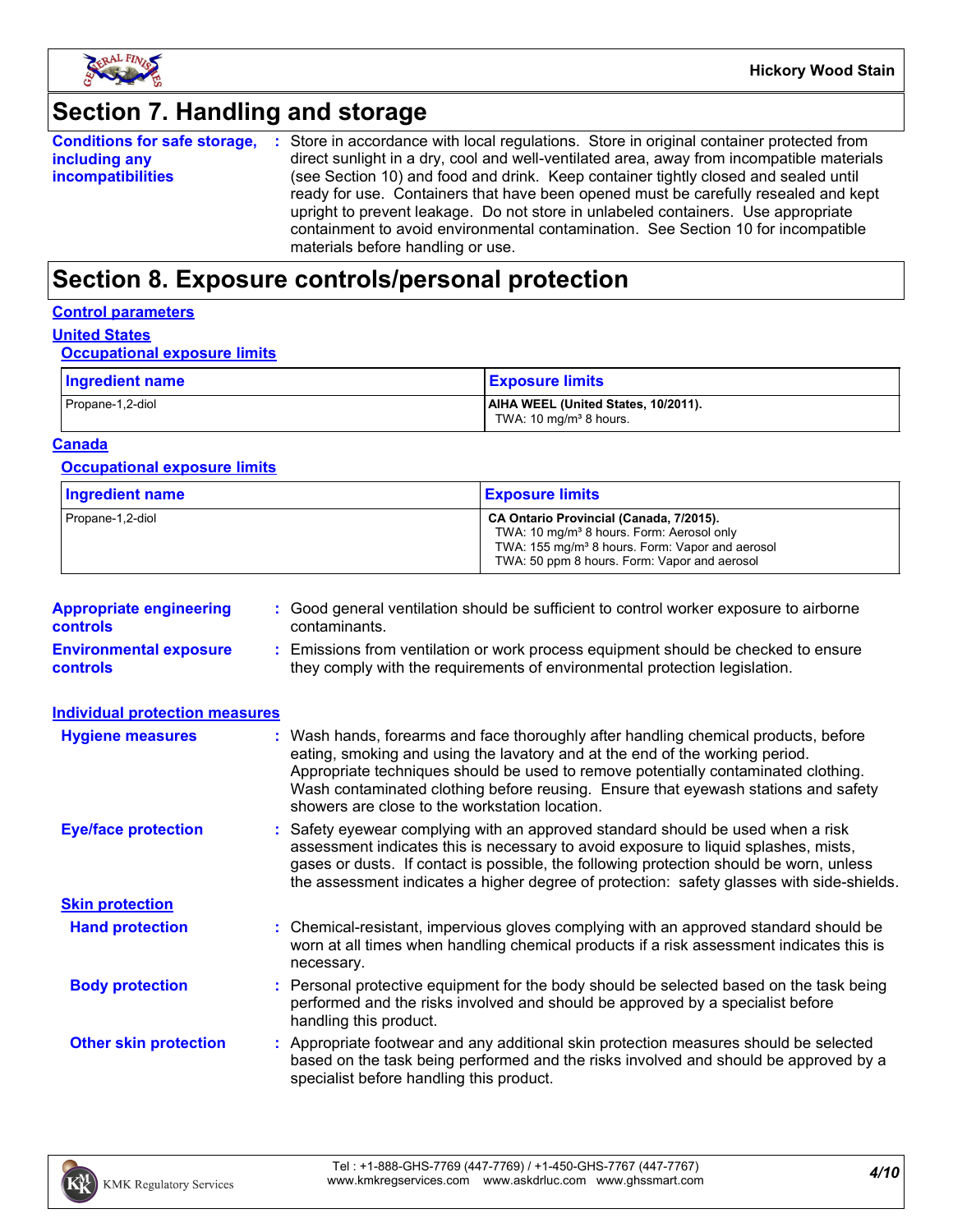# Section 7. Handling and storage

**Conditions for safe storage, including any incompatibilities** : Store in accordance with local regulations. Store in original container protected from direct sunlight in a dry, cool and well-ventilated area, away from incompatible materials (see Section 10) and food and drink. Keep container tightly closed and sealed until ready for use. Containers that have been opened must be carefully resealed and kept upright to prevent leakage. Do not store in unlabeled containers. Use appropriate containment to avoid environmental contamination. See Section 10 for incompatible materials before handling or use.

# Section 8. Exposure controls/personal protection

## Control parameters

### United States

#### Occupational exposure limits

| Ingredient name | Exposure limits |
|---|---|
| Propane-1,2-diol | **AIHA WEEL (United States, 10/2011).**<br>TWA: 10 mg/m³ 8 hours. |

### Canada

#### Occupational exposure limits

| Ingredient name | Exposure limits |
|---|---|
| Propane-1,2-diol | **CA Ontario Provincial (Canada, 7/2015).**<br>TWA: 10 mg/m³ 8 hours. Form: Aerosol only<br>TWA: 155 mg/m³ 8 hours. Form: Vapor and aerosol<br>TWA: 50 ppm 8 hours. Form: Vapor and aerosol |

**Appropriate engineering controls** : Good general ventilation should be sufficient to control worker exposure to airborne contaminants.

**Environmental exposure controls** : Emissions from ventilation or work process equipment should be checked to ensure they comply with the requirements of environmental protection legislation.

## Individual protection measures

**Hygiene measures** : Wash hands, forearms and face thoroughly after handling chemical products, before eating, smoking and using the lavatory and at the end of the working period. Appropriate techniques should be used to remove potentially contaminated clothing. Wash contaminated clothing before reusing. Ensure that eyewash stations and safety showers are close to the workstation location.

**Eye/face protection** : Safety eyewear complying with an approved standard should be used when a risk assessment indicates this is necessary to avoid exposure to liquid splashes, mists, gases or dusts. If contact is possible, the following protection should be worn, unless the assessment indicates a higher degree of protection: safety glasses with side-shields.

### Skin protection

**Hand protection** : Chemical-resistant, impervious gloves complying with an approved standard should be worn at all times when handling chemical products if a risk assessment indicates this is necessary.

**Body protection** : Personal protective equipment for the body should be selected based on the task being performed and the risks involved and should be approved by a specialist before handling this product.

**Other skin protection** : Appropriate footwear and any additional skin protection measures should be selected based on the task being performed and the risks involved and should be approved by a specialist before handling this product.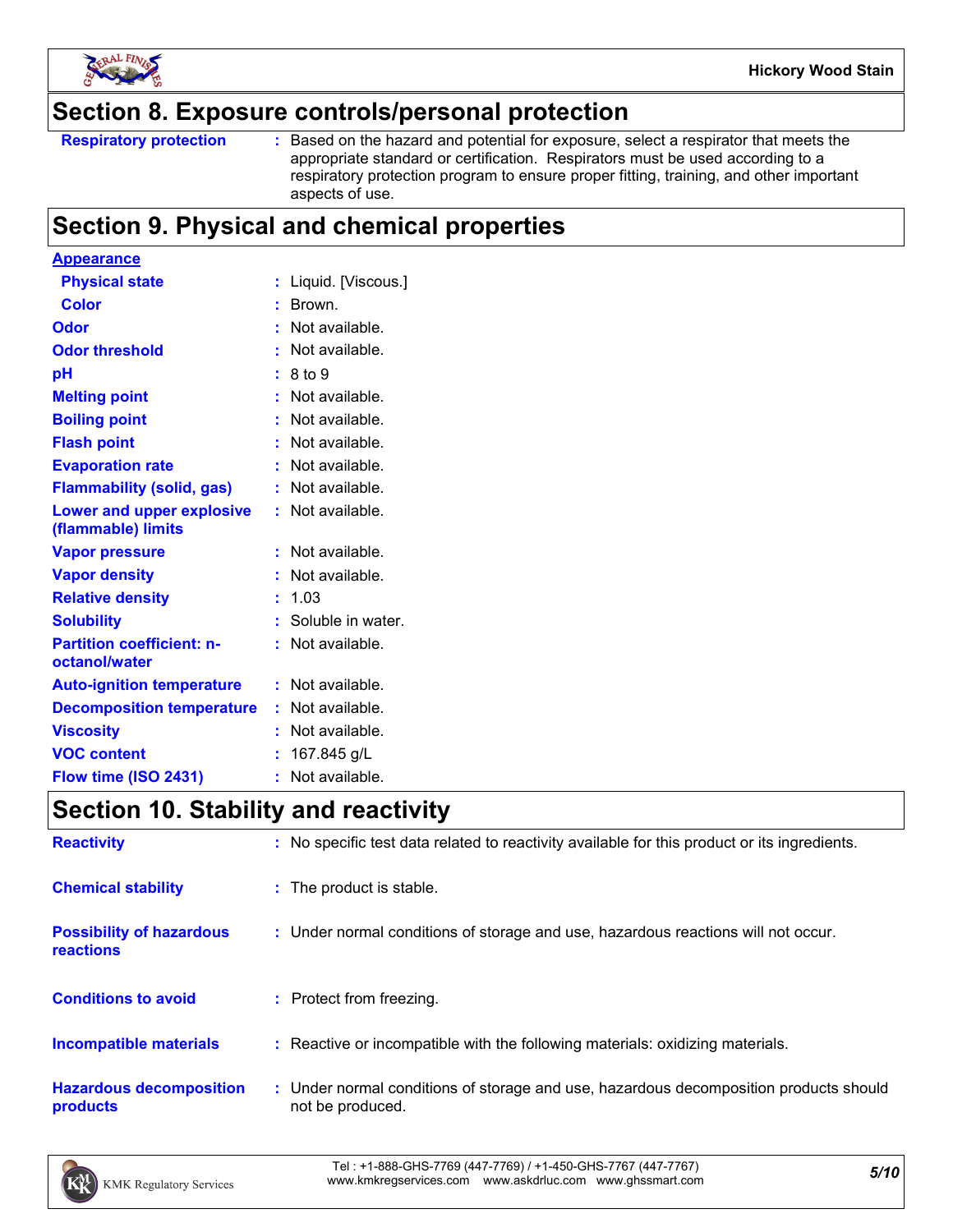## Section 8. Exposure controls/personal protection

| | |
|---|---|
| **Respiratory protection** | : Based on the hazard and potential for exposure, select a respirator that meets the appropriate standard or certification. Respirators must be used according to a respiratory protection program to ensure proper fitting, training, and other important aspects of use. |

## Section 9. Physical and chemical properties

**Appearance**

| | |
|---|---|
| **Physical state** | : Liquid. [Viscous.] |
| **Color** | : Brown. |
| **Odor** | : Not available. |
| **Odor threshold** | : Not available. |
| **pH** | : 8 to 9 |
| **Melting point** | : Not available. |
| **Boiling point** | : Not available. |
| **Flash point** | : Not available. |
| **Evaporation rate** | : Not available. |
| **Flammability (solid, gas)** | : Not available. |
| **Lower and upper explosive (flammable) limits** | : Not available. |
| **Vapor pressure** | : Not available. |
| **Vapor density** | : Not available. |
| **Relative density** | : 1.03 |
| **Solubility** | : Soluble in water. |
| **Partition coefficient: n-octanol/water** | : Not available. |
| **Auto-ignition temperature** | : Not available. |
| **Decomposition temperature** | : Not available. |
| **Viscosity** | : Not available. |
| **VOC content** | : 167.845 g/L |
| **Flow time (ISO 2431)** | : Not available. |

## Section 10. Stability and reactivity

| | |
|---|---|
| **Reactivity** | : No specific test data related to reactivity available for this product or its ingredients. |
| **Chemical stability** | : The product is stable. |
| **Possibility of hazardous reactions** | : Under normal conditions of storage and use, hazardous reactions will not occur. |
| **Conditions to avoid** | : Protect from freezing. |
| **Incompatible materials** | : Reactive or incompatible with the following materials: oxidizing materials. |
| **Hazardous decomposition products** | : Under normal conditions of storage and use, hazardous decomposition products should not be produced. |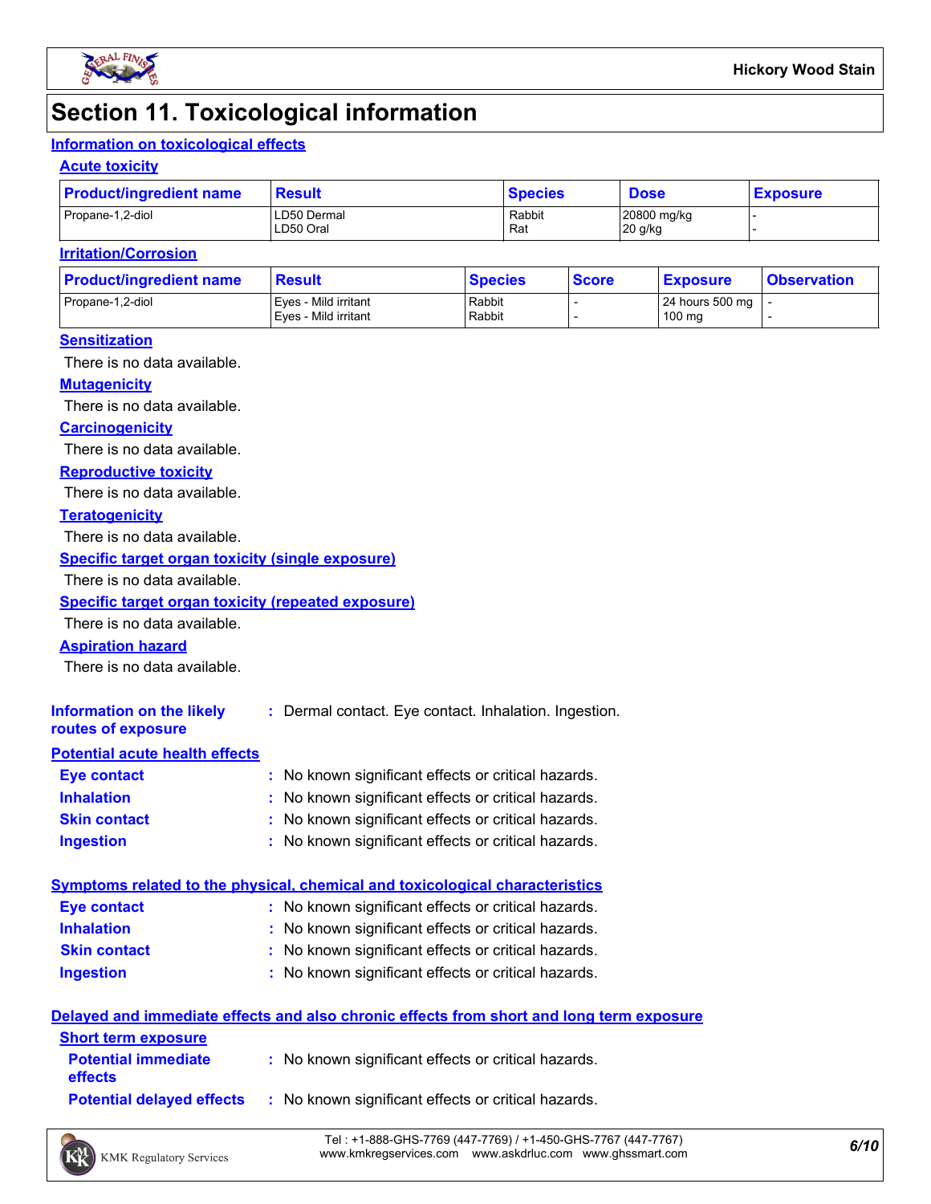# Section 11. Toxicological information

## Information on toxicological effects

### Acute toxicity

| Product/ingredient name | Result | Species | Dose | Exposure |
|---|---|---|---|---|
| Propane-1,2-diol | LD50 Dermal | Rabbit | 20800 mg/kg | - |
| | LD50 Oral | Rat | 20 g/kg | - |

### Irritation/Corrosion

| Product/ingredient name | Result | Species | Score | Exposure | Observation |
|---|---|---|---|---|---|
| Propane-1,2-diol | Eyes - Mild irritant | Rabbit | - | 24 hours 500 mg | - |
| | Eyes - Mild irritant | Rabbit | - | 100 mg | - |

### Sensitization

There is no data available.

### Mutagenicity

There is no data available.

### Carcinogenicity

There is no data available.

### Reproductive toxicity

There is no data available.

### Teratogenicity

There is no data available.

### Specific target organ toxicity (single exposure)

There is no data available.

### Specific target organ toxicity (repeated exposure)

There is no data available.

### Aspiration hazard

There is no data available.

**Information on the likely routes of exposure** : Dermal contact. Eye contact. Inhalation. Ingestion.

## Potential acute health effects

**Eye contact** : No known significant effects or critical hazards.

**Inhalation** : No known significant effects or critical hazards.

**Skin contact** : No known significant effects or critical hazards.

**Ingestion** : No known significant effects or critical hazards.

## Symptoms related to the physical, chemical and toxicological characteristics

**Eye contact** : No known significant effects or critical hazards.

**Inhalation** : No known significant effects or critical hazards.

**Skin contact** : No known significant effects or critical hazards.

**Ingestion** : No known significant effects or critical hazards.

## Delayed and immediate effects and also chronic effects from short and long term exposure

### Short term exposure

**Potential immediate effects** : No known significant effects or critical hazards.

**Potential delayed effects** : No known significant effects or critical hazards.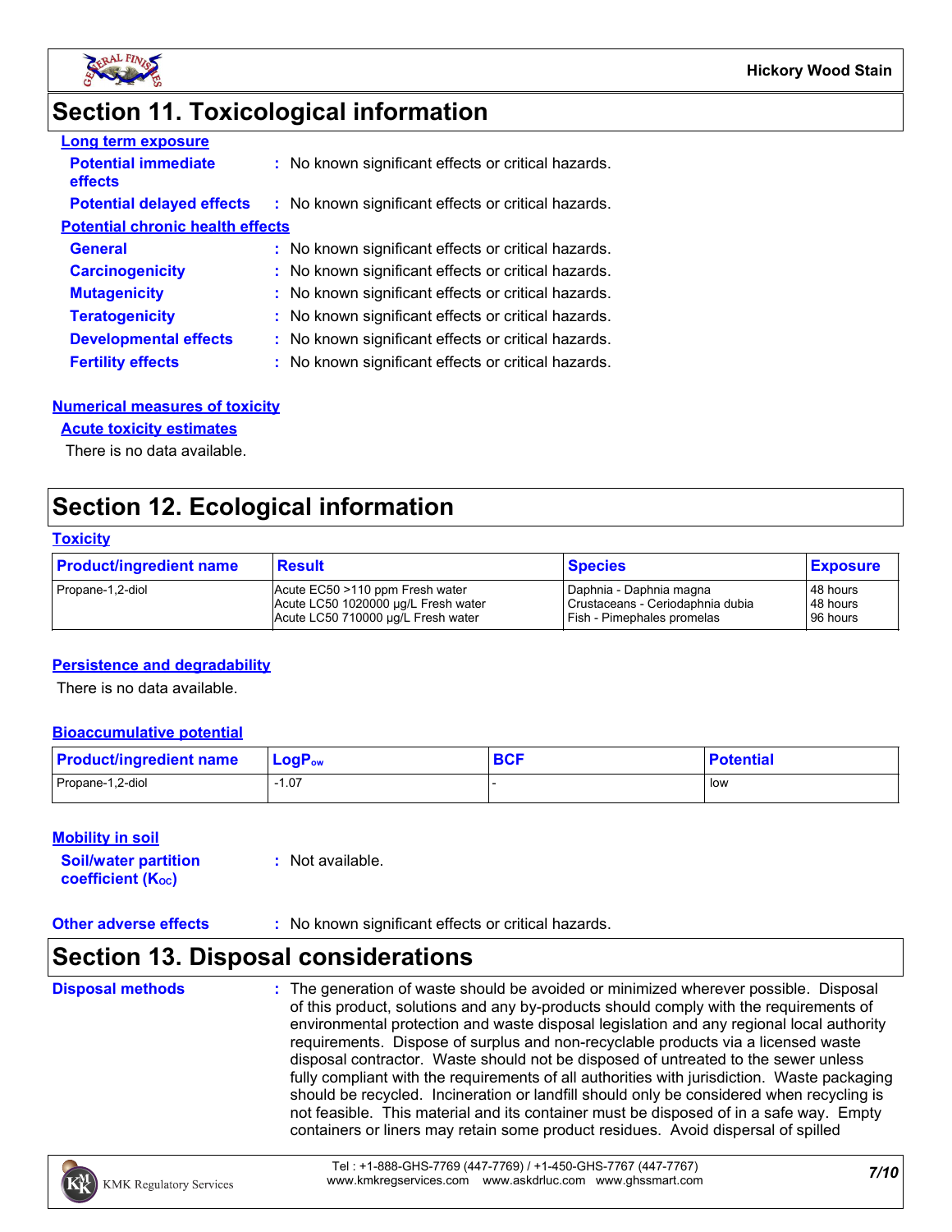## Section 11. Toxicological information

**Long term exposure**

**Potential immediate effects** : No known significant effects or critical hazards.

**Potential delayed effects** : No known significant effects or critical hazards.

**Potential chronic health effects**

**General** : No known significant effects or critical hazards.

**Carcinogenicity** : No known significant effects or critical hazards.

**Mutagenicity** : No known significant effects or critical hazards.

**Teratogenicity** : No known significant effects or critical hazards.

**Developmental effects** : No known significant effects or critical hazards.

**Fertility effects** : No known significant effects or critical hazards.

**Numerical measures of toxicity**

**Acute toxicity estimates**

There is no data available.

## Section 12. Ecological information

**Toxicity**

| Product/ingredient name | Result | Species | Exposure |
|---|---|---|---|
| Propane-1,2-diol | Acute EC50 >110 ppm Fresh water<br>Acute LC50 1020000 µg/L Fresh water<br>Acute LC50 710000 µg/L Fresh water | Daphnia - Daphnia magna<br>Crustaceans - Ceriodaphnia dubia<br>Fish - Pimephales promelas | 48 hours<br>48 hours<br>96 hours |

**Persistence and degradability**

There is no data available.

**Bioaccumulative potential**

| Product/ingredient name | $LogP_{ow}$ | BCF | Potential |
|---|---|---|---|
| Propane-1,2-diol | -1.07 | - | low |

**Mobility in soil**

**Soil/water partition coefficient ($K_{OC}$)** : Not available.

**Other adverse effects** : No known significant effects or critical hazards.

## Section 13. Disposal considerations

**Disposal methods** : The generation of waste should be avoided or minimized wherever possible. Disposal of this product, solutions and any by-products should comply with the requirements of environmental protection and waste disposal legislation and any regional local authority requirements. Dispose of surplus and non-recyclable products via a licensed waste disposal contractor. Waste should not be disposed of untreated to the sewer unless fully compliant with the requirements of all authorities with jurisdiction. Waste packaging should be recycled. Incineration or landfill should only be considered when recycling is not feasible. This material and its container must be disposed of in a safe way. Empty containers or liners may retain some product residues. Avoid dispersal of spilled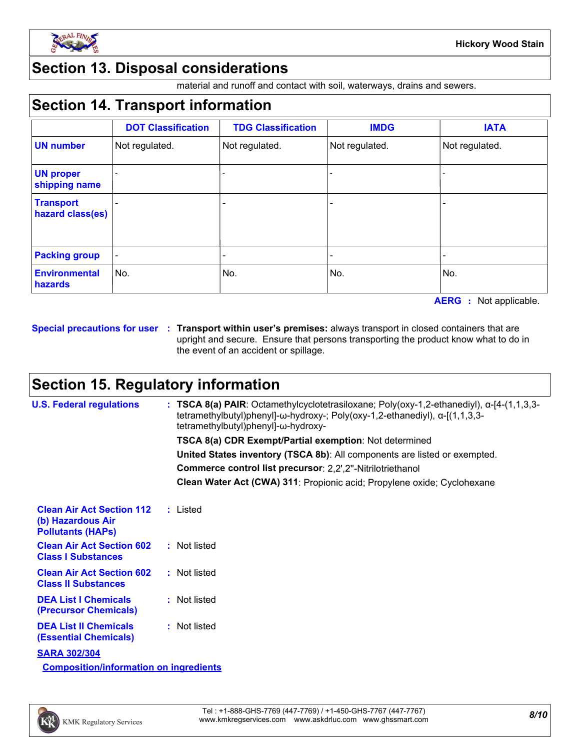## Section 13. Disposal considerations

material and runoff and contact with soil, waterways, drains and sewers.

## Section 14. Transport information

| | DOT Classification | TDG Classification | IMDG | IATA |
|---|---|---|---|---|
| **UN number** | Not regulated. | Not regulated. | Not regulated. | Not regulated. |
| **UN proper shipping name** | - | - | - | - |
| **Transport hazard class(es)** | - | - | - | - |
| **Packing group** | - | - | - | - |
| **Environmental hazards** | No. | No. | No. | No. |

**AERG :** Not applicable.

**Special precautions for user :** **Transport within user's premises:** always transport in closed containers that are upright and secure. Ensure that persons transporting the product know what to do in the event of an accident or spillage.

## Section 15. Regulatory information

**U.S. Federal regulations :** **TSCA 8(a) PAIR**: Octamethylcyclotetrasiloxane; Poly(oxy-1,2-ethanediyl), α-[4-(1,1,3,3-tetramethylbutyl)phenyl]-ω-hydroxy-; Poly(oxy-1,2-ethanediyl), α-[(1,1,3,3-tetramethylbutyl)phenyl]-ω-hydroxy-

**TSCA 8(a) CDR Exempt/Partial exemption**: Not determined

**United States inventory (TSCA 8b)**: All components are listed or exempted.

**Commerce control list precursor**: 2,2',2''-Nitrilotriethanol

**Clean Water Act (CWA) 311**: Propionic acid; Propylene oxide; Cyclohexane

**Clean Air Act Section 112 (b) Hazardous Air Pollutants (HAPs) :** Listed

**Clean Air Act Section 602 Class I Substances :** Not listed

**Clean Air Act Section 602 Class II Substances :** Not listed

**DEA List I Chemicals (Precursor Chemicals) :** Not listed

**DEA List II Chemicals (Essential Chemicals) :** Not listed

**SARA 302/304**

**Composition/information on ingredients**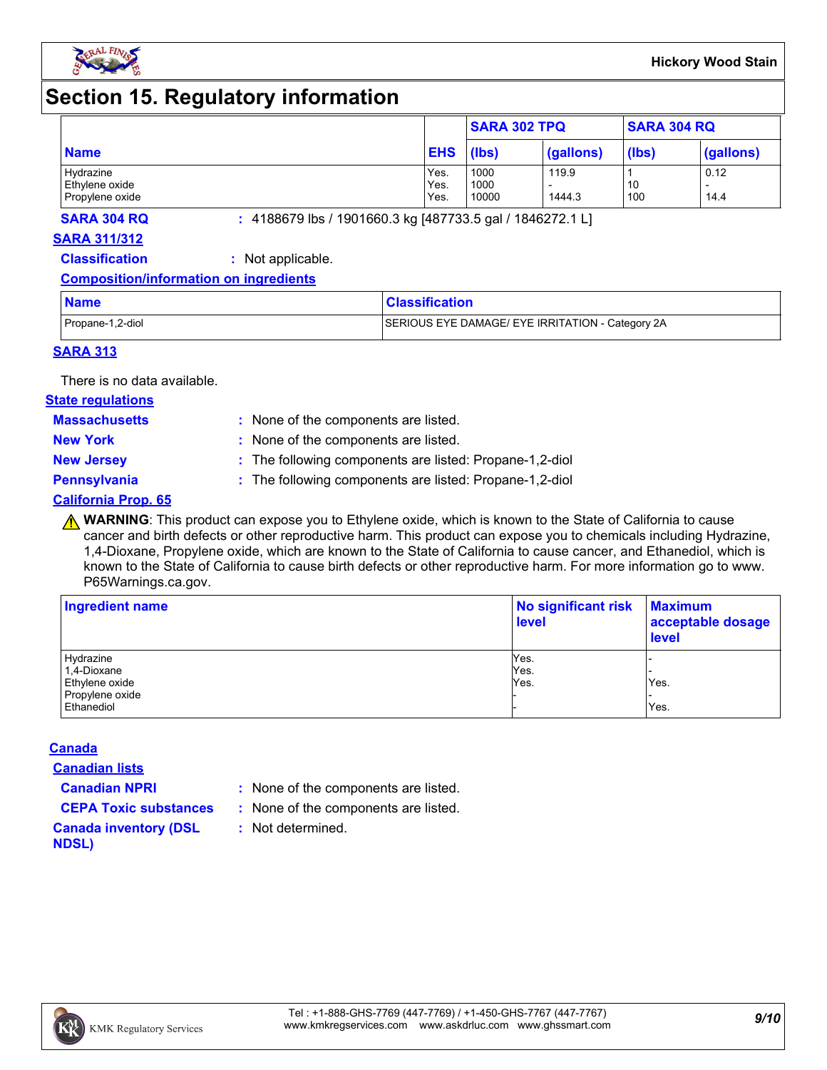# Section 15. Regulatory information

| Name | EHS | SARA 302 TPQ | | SARA 304 RQ | |
|---|---|---|---|---|---|
| | | (lbs) | (gallons) | (lbs) | (gallons) |
| Hydrazine | Yes. | 1000 | 119.9 | 1 | 0.12 |
| Ethylene oxide | Yes. | 1000 | - | 10 | - |
| Propylene oxide | Yes. | 10000 | 1444.3 | 100 | 14.4 |

**SARA 304 RQ** : 4188679 lbs / 1901660.3 kg [487733.5 gal / 1846272.1 L]

**SARA 311/312**

**Classification** : Not applicable.

**Composition/information on ingredients**

| Name | Classification |
|---|---|
| Propane-1,2-diol | SERIOUS EYE DAMAGE/ EYE IRRITATION - Category 2A |

**SARA 313**

There is no data available.

**State regulations**

**Massachusetts** : None of the components are listed.

**New York** : None of the components are listed.

**New Jersey** : The following components are listed: Propane-1,2-diol

**Pennsylvania** : The following components are listed: Propane-1,2-diol

**California Prop. 65**

⚠ **WARNING**: This product can expose you to Ethylene oxide, which is known to the State of California to cause cancer and birth defects or other reproductive harm. This product can expose you to chemicals including Hydrazine, 1,4-Dioxane, Propylene oxide, which are known to the State of California to cause cancer, and Ethanediol, which is known to the State of California to cause birth defects or other reproductive harm. For more information go to www. P65Warnings.ca.gov.

| Ingredient name | No significant risk level | Maximum acceptable dosage level |
|---|---|---|
| Hydrazine | Yes. | - |
| 1,4-Dioxane | Yes. | - |
| Ethylene oxide | Yes. | Yes. |
| Propylene oxide | - | - |
| Ethanediol | - | Yes. |

**Canada**

**Canadian lists**

**Canadian NPRI** : None of the components are listed.

**CEPA Toxic substances** : None of the components are listed.

**Canada inventory (DSL NDSL)** : Not determined.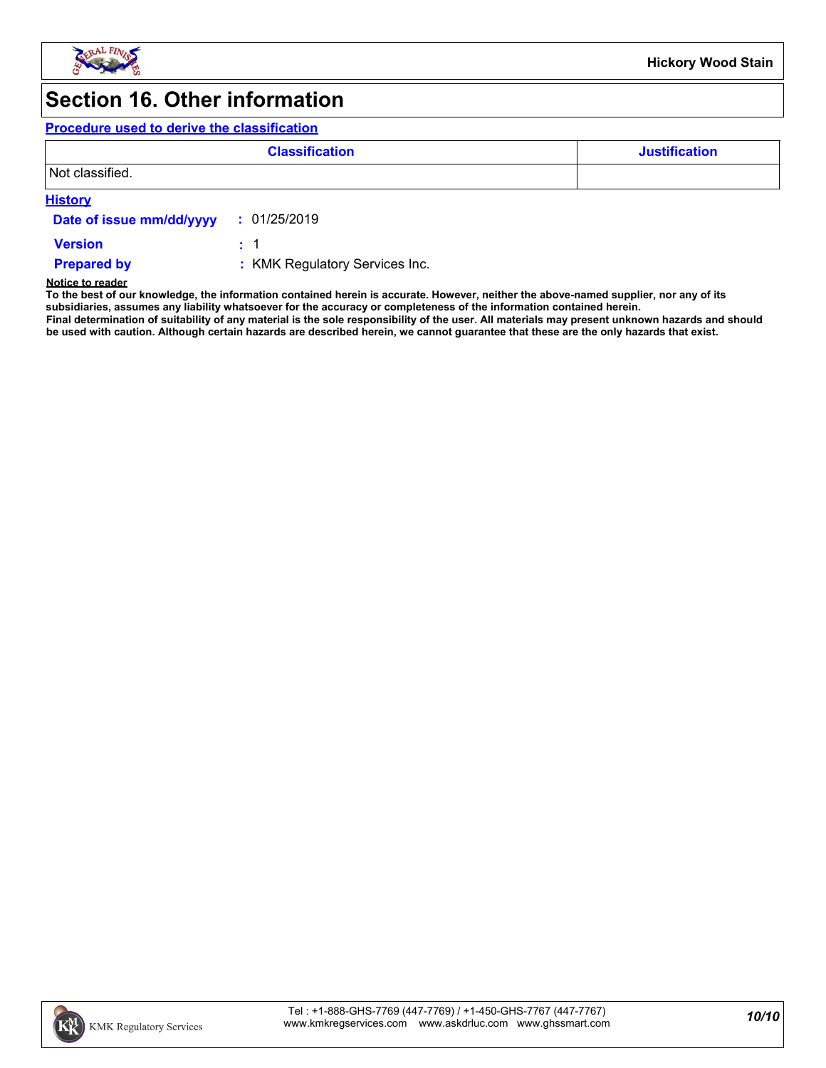# Section 16. Other information

**Procedure used to derive the classification**

| Classification | Justification |
| --- | --- |
| Not classified. | |

**History**

**Date of issue mm/dd/yyyy** : 01/25/2019

**Version** : 1

**Prepared by** : KMK Regulatory Services Inc.

**Notice to reader**

**To the best of our knowledge, the information contained herein is accurate. However, neither the above-named supplier, nor any of its subsidiaries, assumes any liability whatsoever for the accuracy or completeness of the information contained herein.**
**Final determination of suitability of any material is the sole responsibility of the user. All materials may present unknown hazards and should be used with caution. Although certain hazards are described herein, we cannot guarantee that these are the only hazards that exist.**